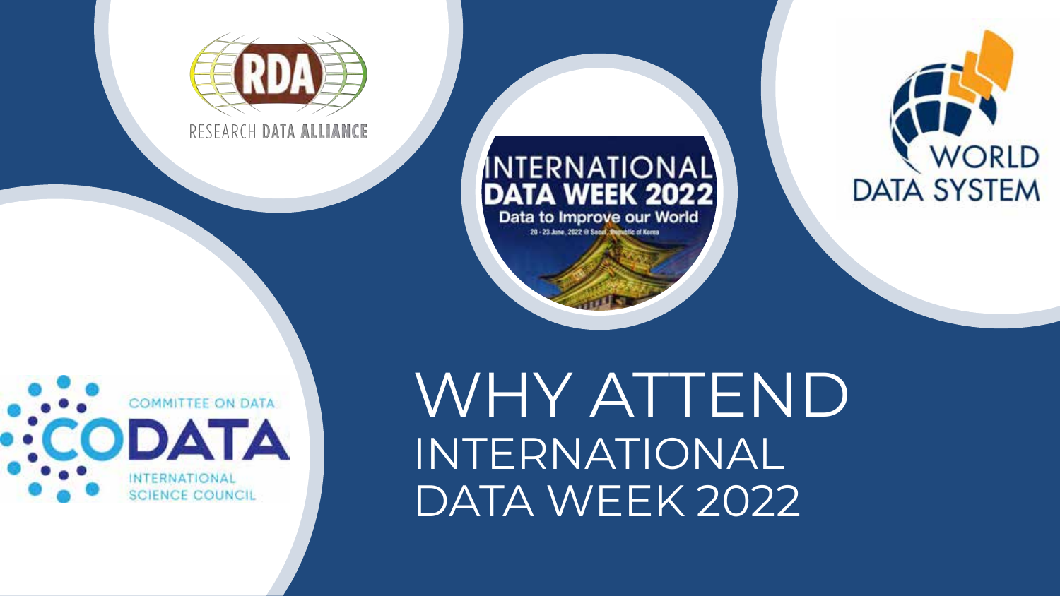# WHY ATTEND INTERNATIONAL DATA WEEK 2022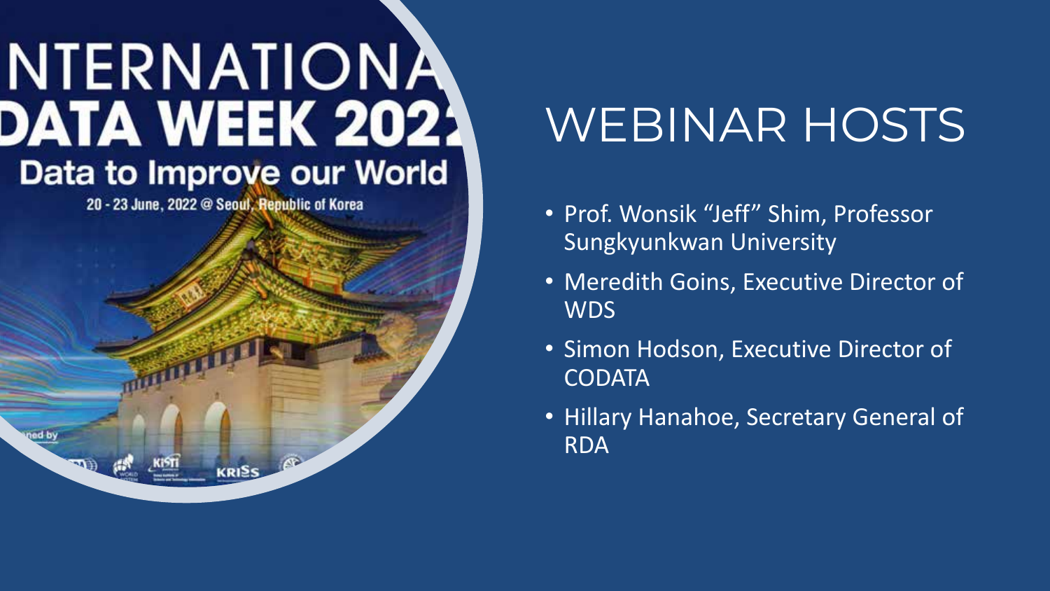# WEBINAR HOSTS

- Prof. Wonsik "Jeff" Shim, Professor Sungkyunkwan University
- Meredith Goins, Executive Director of WDS
- Simon Hodson, Executive Director of CODATA
- Hillary Hanahoe, Secretary General of RDA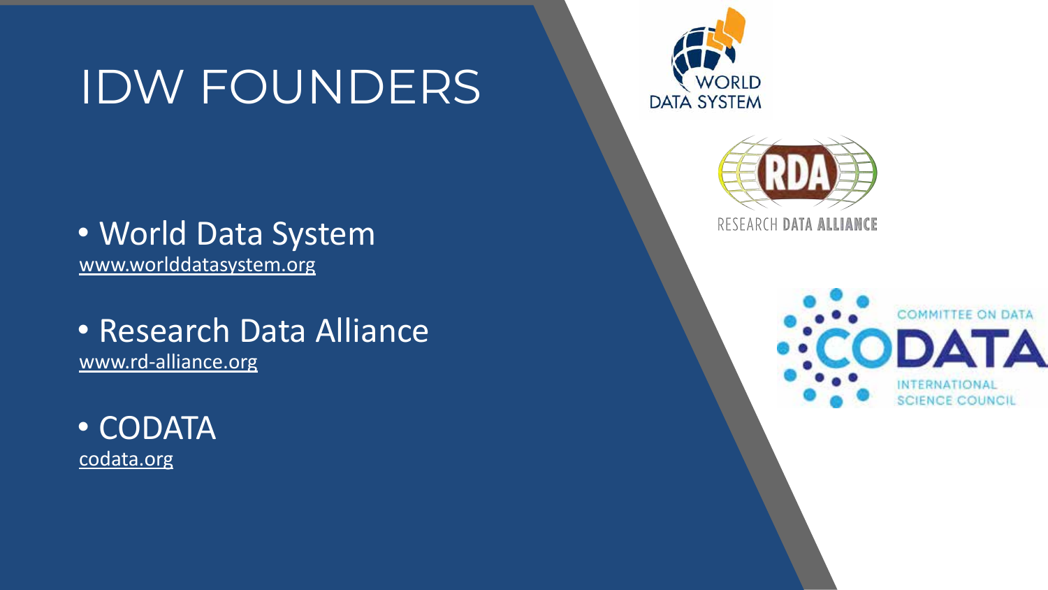# IDW FOUNDERS

- World Data System
  www.worlddatasystem.org

- Research Data Alliance
  www.rd-alliance.org

- CODATA
  codata.org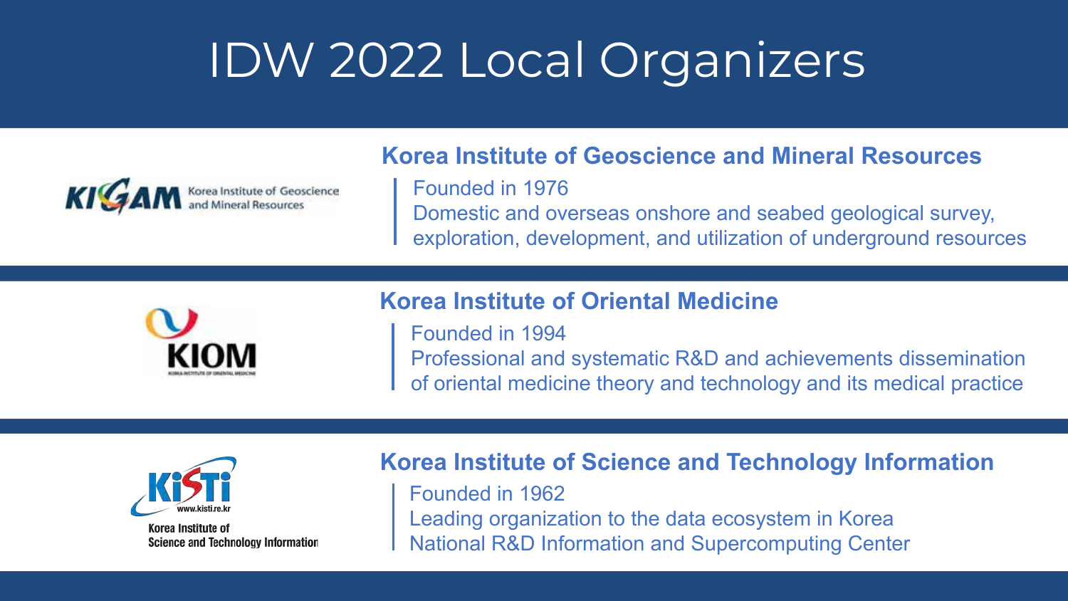# IDW 2022 Local Organizers

## Korea Institute of Geoscience and Mineral Resources

Founded in 1976

Domestic and overseas onshore and seabed geological survey, exploration, development, and utilization of underground resources

## Korea Institute of Oriental Medicine

Founded in 1994

Professional and systematic R&D and achievements dissemination of oriental medicine theory and technology and its medical practice

## Korea Institute of Science and Technology Information

Founded in 1962

Leading organization to the data ecosystem in Korea

National R&D Information and Supercomputing Center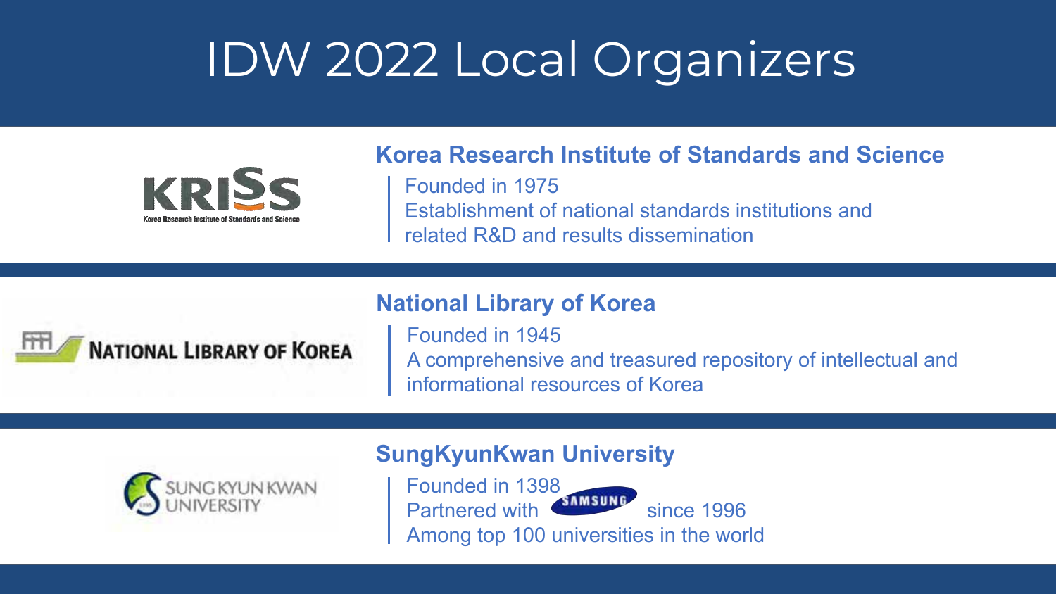# IDW 2022 Local Organizers

## Korea Research Institute of Standards and Science

Founded in 1975
Establishment of national standards institutions and related R&D and results dissemination

## National Library of Korea

Founded in 1945
A comprehensive and treasured repository of intellectual and informational resources of Korea

## SungKyunKwan University

Founded in 1398
Partnered with SAMSUNG since 1996
Among top 100 universities in the world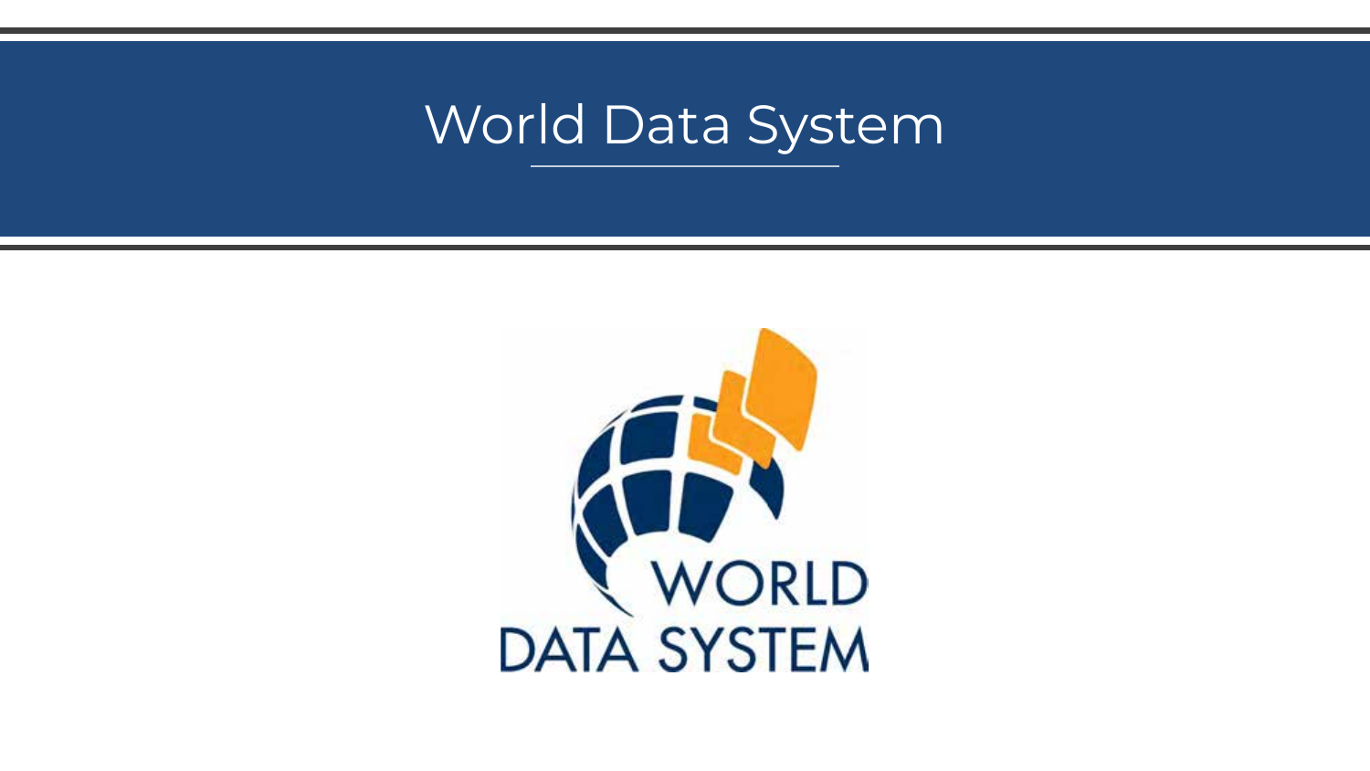# World Data System

WORLD
DATA SYSTEM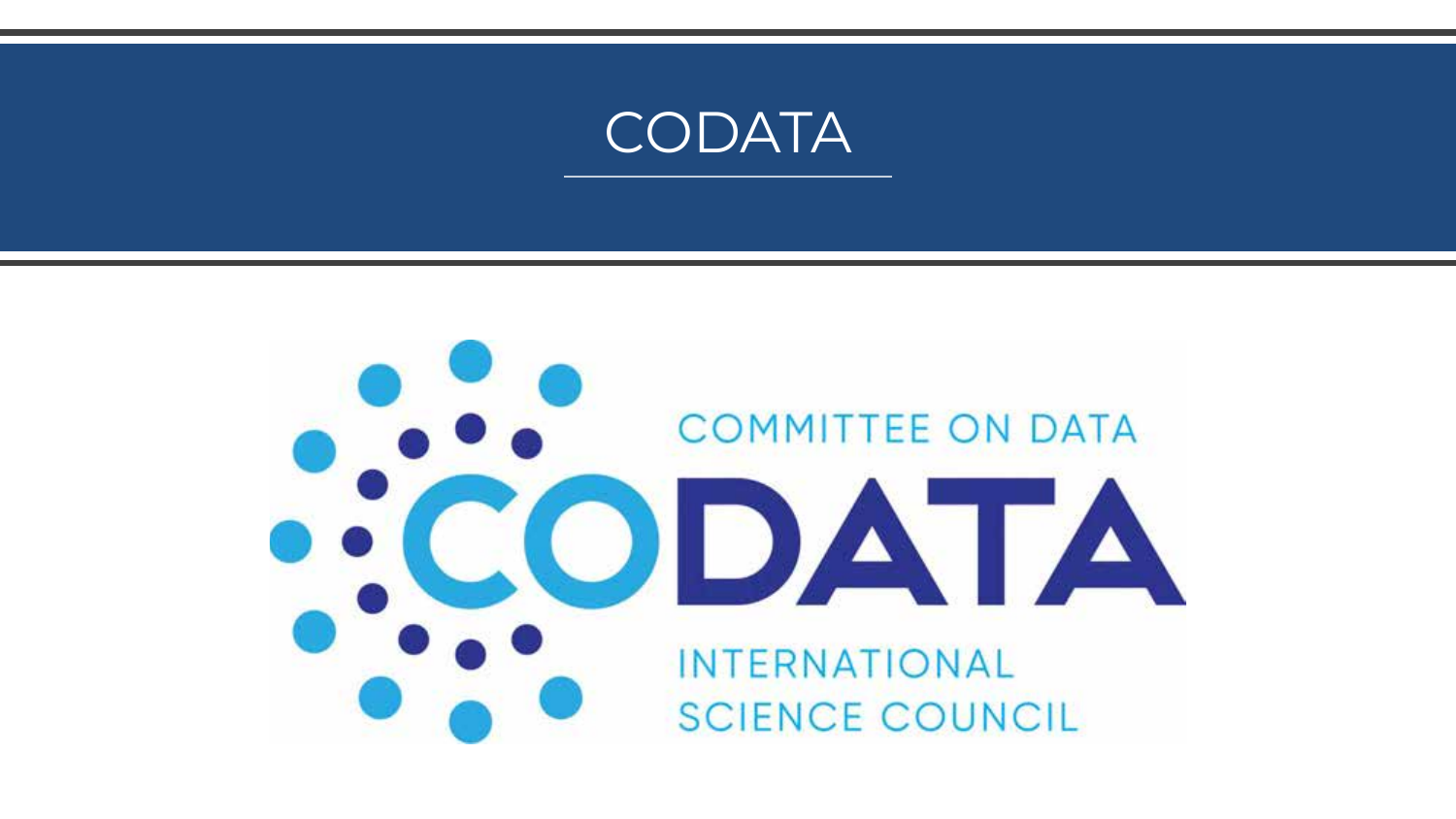# CODATA

COMMITTEE ON DATA

CODATA

INTERNATIONAL SCIENCE COUNCIL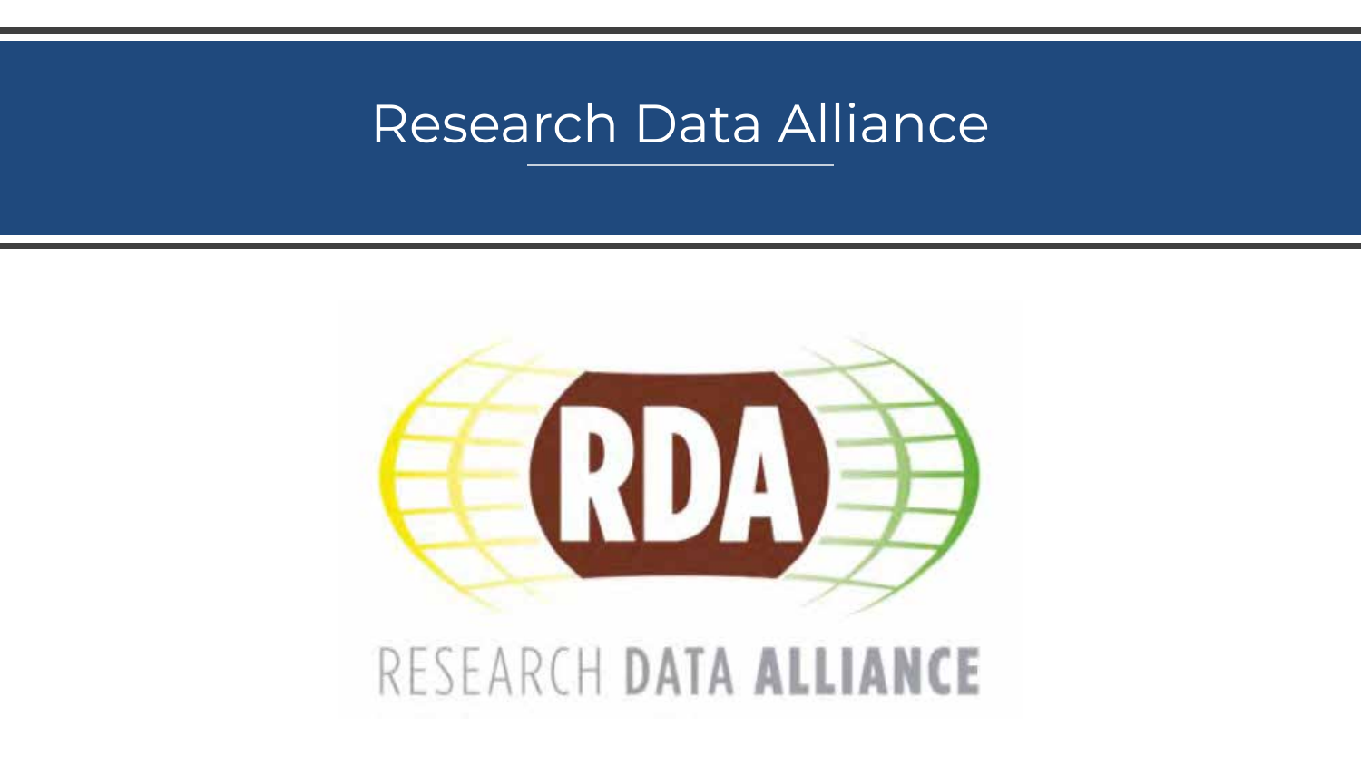# Research Data Alliance

RDA

RESEARCH DATA ALLIANCE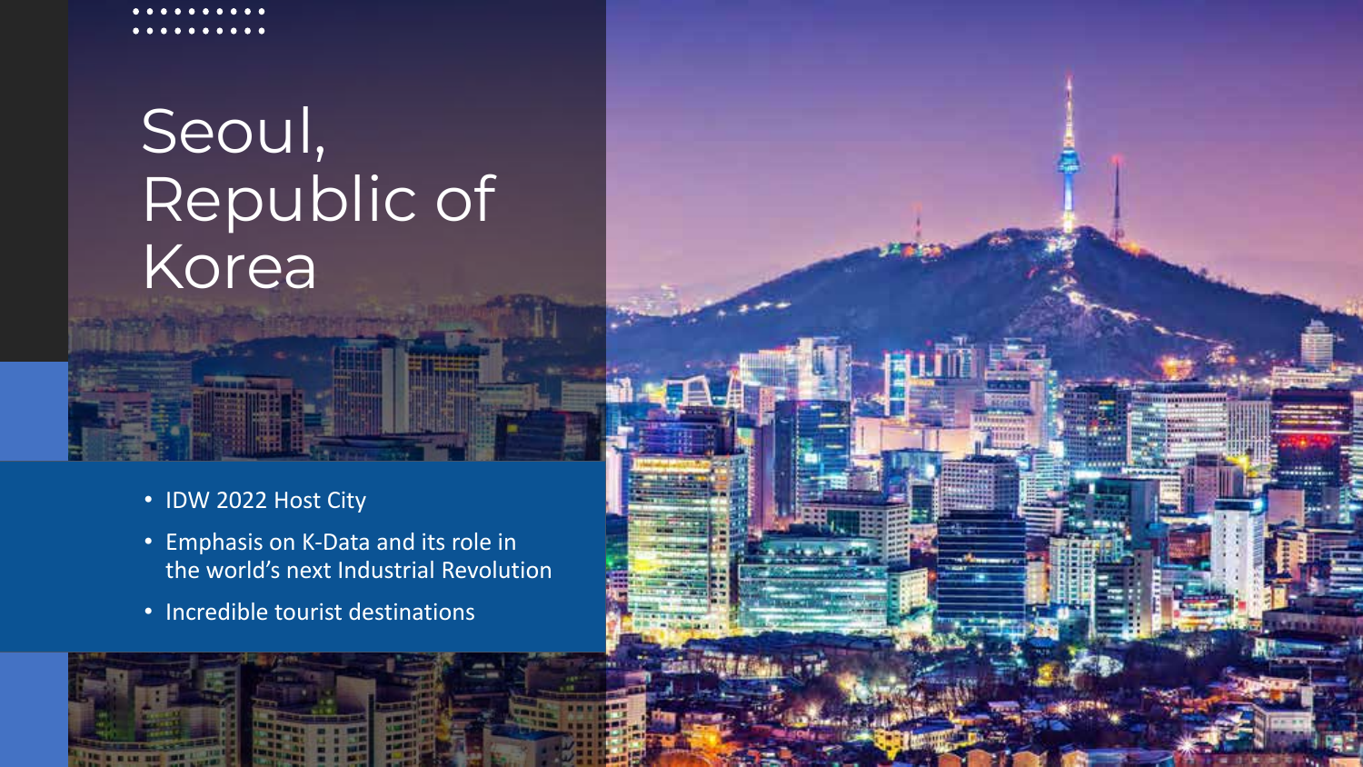# Seoul, Republic of Korea

- IDW 2022 Host City
- Emphasis on K-Data and its role in the world's next Industrial Revolution
- Incredible tourist destinations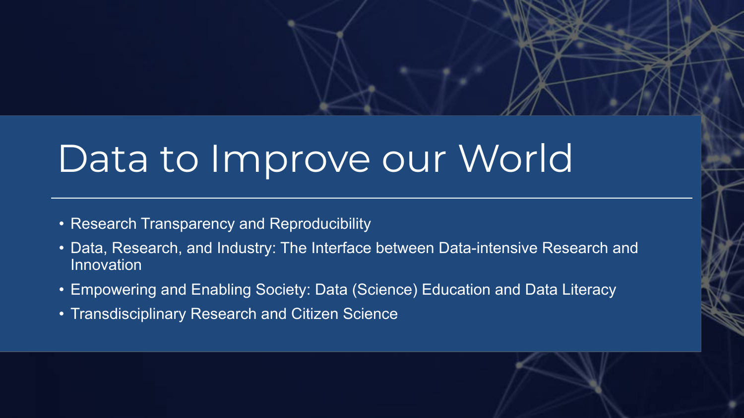# Data to Improve our World

- Research Transparency and Reproducibility
- Data, Research, and Industry: The Interface between Data-intensive Research and Innovation
- Empowering and Enabling Society: Data (Science) Education and Data Literacy
- Transdisciplinary Research and Citizen Science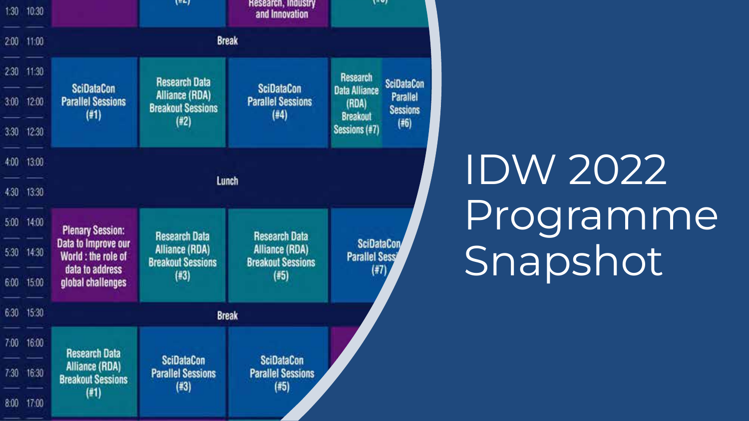# IDW 2022 Programme Snapshot

| | | | | | |
|---|---|---|---|---|---|
| 1:30 | 10:30 | | (#2) | Research, Industry and Innovation | (#6) |
| 2:00 | 11:00 | Break | | | |
| 2:30 – 3:30 | 11:30 – 12:30 | SciDataCon Parallel Sessions (#1) | Research Data Alliance (RDA) Breakout Sessions (#2) | SciDataCon Parallel Sessions (#4) | Research Data Alliance (RDA) Breakout Sessions (#7) / SciDataCon Parallel Sessions (#6) |
| 4:00 – 4:30 | 13:00 – 13:30 | Lunch | | | |
| 5:00 – 6:00 | 14:00 – 15:00 | Plenary Session: Data to Improve our World : the role of data to address global challenges | Research Data Alliance (RDA) Breakout Sessions (#3) | Research Data Alliance (RDA) Breakout Sessions (#5) | SciDataCon Parallel Sess (#7) |
| 6:30 | 15:30 | Break | | | |
| 7:00 – 8:00 | 16:00 – 17:00 | Research Data Alliance (RDA) Breakout Sessions (#1) | SciDataCon Parallel Sessions (#3) | SciDataCon Parallel Sessions (#5) | |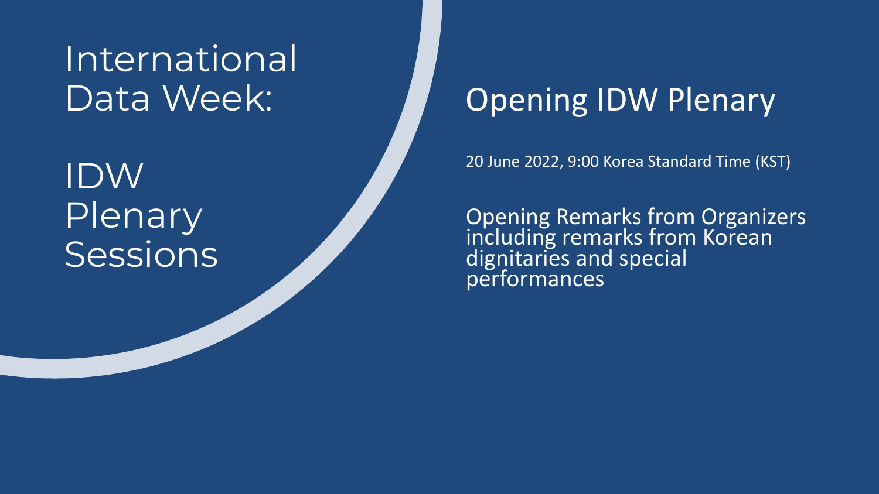# International Data Week:

# IDW Plenary Sessions

## Opening IDW Plenary

20 June 2022, 9:00 Korea Standard Time (KST)

Opening Remarks from Organizers including remarks from Korean dignitaries and special performances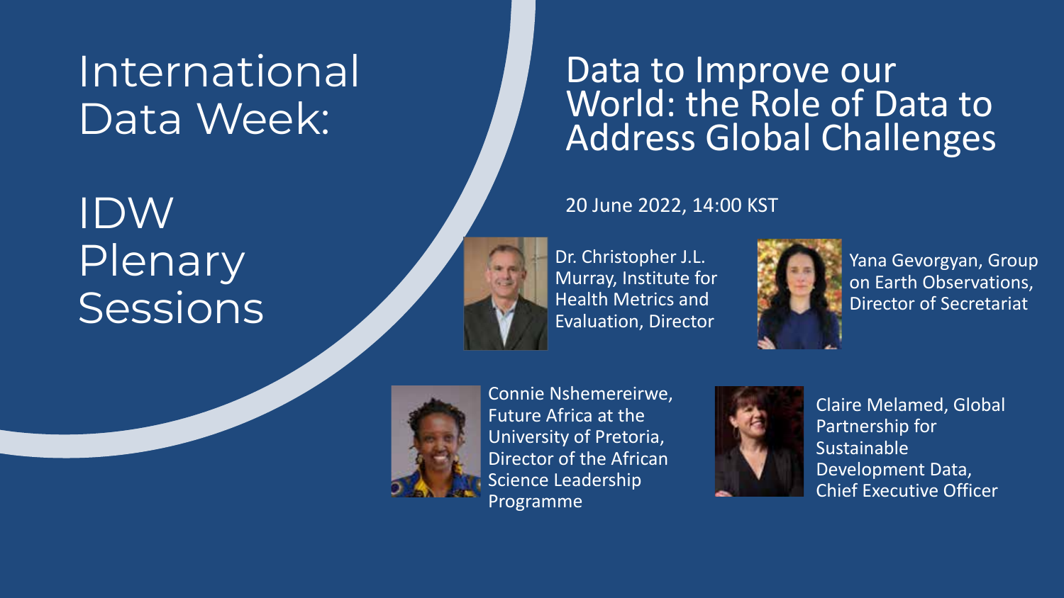# International Data Week:

## IDW Plenary Sessions

## Data to Improve our World: the Role of Data to Address Global Challenges

20 June 2022, 14:00 KST

Dr. Christopher J.L. Murray, Institute for Health Metrics and Evaluation, Director

Yana Gevorgyan, Group on Earth Observations, Director of Secretariat

Connie Nshemereirwe, Future Africa at the University of Pretoria, Director of the African Science Leadership Programme

Claire Melamed, Global Partnership for Sustainable Development Data, Chief Executive Officer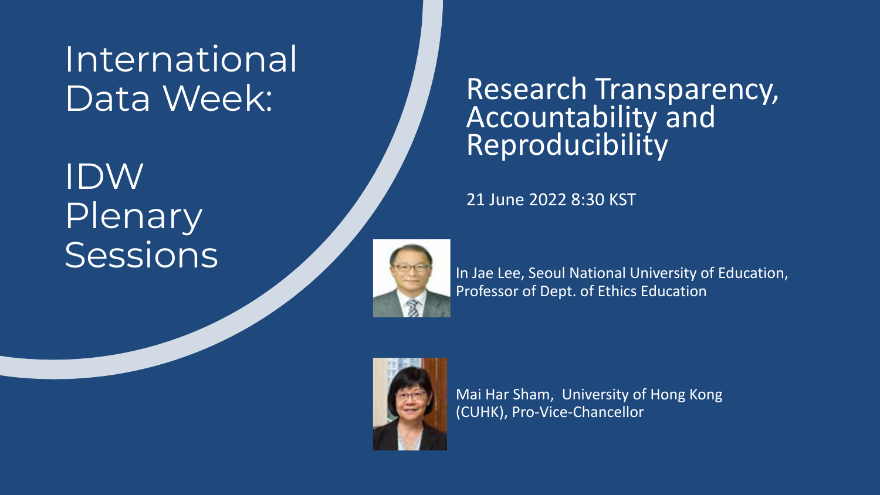# International Data Week:

# IDW Plenary Sessions

## Research Transparency, Accountability and Reproducibility

21 June 2022 8:30 KST

In Jae Lee, Seoul National University of Education, Professor of Dept. of Ethics Education

Mai Har Sham, University of Hong Kong (CUHK), Pro-Vice-Chancellor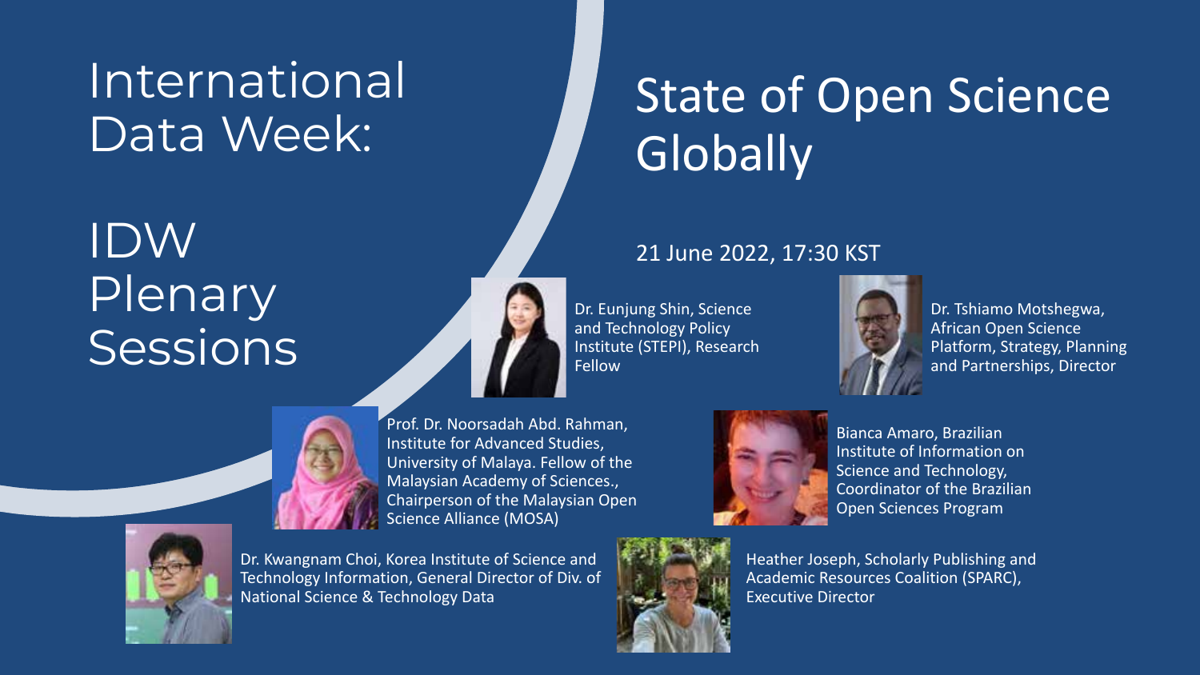# International Data Week:

## IDW Plenary Sessions

# State of Open Science Globally

21 June 2022, 17:30 KST

Dr. Eunjung Shin, Science and Technology Policy Institute (STEPI), Research Fellow

Dr. Tshiamo Motshegwa, African Open Science Platform, Strategy, Planning and Partnerships, Director

Prof. Dr. Noorsadah Abd. Rahman, Institute for Advanced Studies, University of Malaya. Fellow of the Malaysian Academy of Sciences., Chairperson of the Malaysian Open Science Alliance (MOSA)

Bianca Amaro, Brazilian Institute of Information on Science and Technology, Coordinator of the Brazilian Open Sciences Program

Dr. Kwangnam Choi, Korea Institute of Science and Technology Information, General Director of Div. of National Science & Technology Data

Heather Joseph, Scholarly Publishing and Academic Resources Coalition (SPARC), Executive Director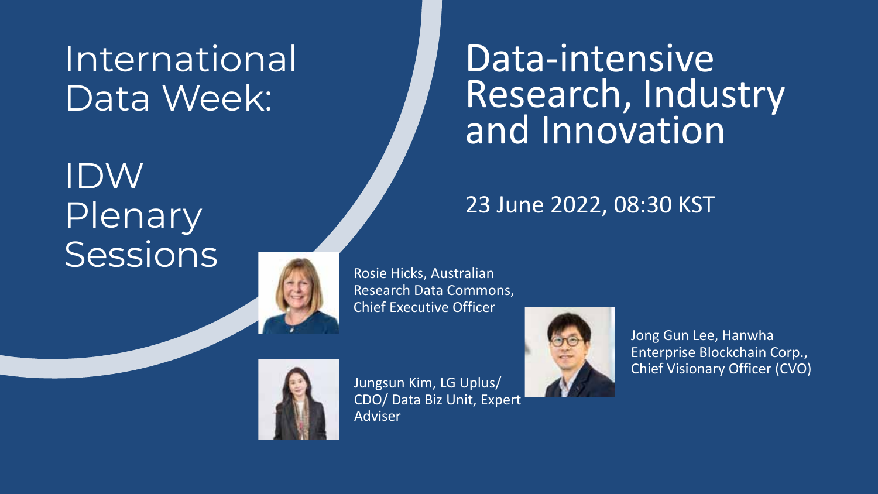# International Data Week:

## IDW Plenary Sessions

# Data-intensive Research, Industry and Innovation

23 June 2022, 08:30 KST

Rosie Hicks, Australian Research Data Commons, Chief Executive Officer

Jungsun Kim, LG Uplus/ CDO/ Data Biz Unit, Expert Adviser

Jong Gun Lee, Hanwha Enterprise Blockchain Corp., Chief Visionary Officer (CVO)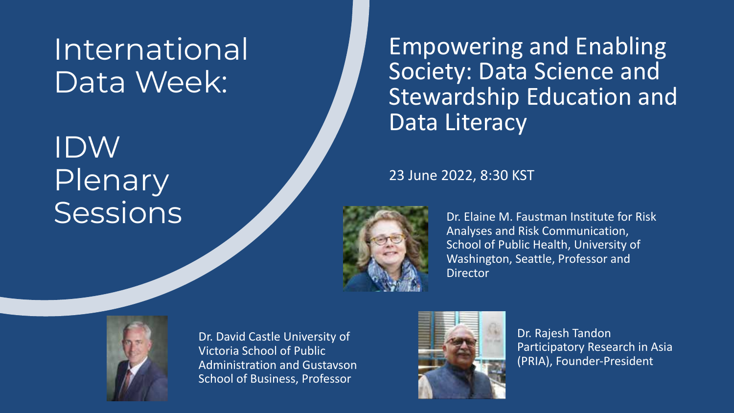# International Data Week:

# IDW Plenary Sessions

## Empowering and Enabling Society: Data Science and Stewardship Education and Data Literacy

23 June 2022, 8:30 KST

Dr. Elaine M. Faustman Institute for Risk Analyses and Risk Communication, School of Public Health, University of Washington, Seattle, Professor and Director

Dr. David Castle University of Victoria School of Public Administration and Gustavson School of Business, Professor

Dr. Rajesh Tandon Participatory Research in Asia (PRIA), Founder-President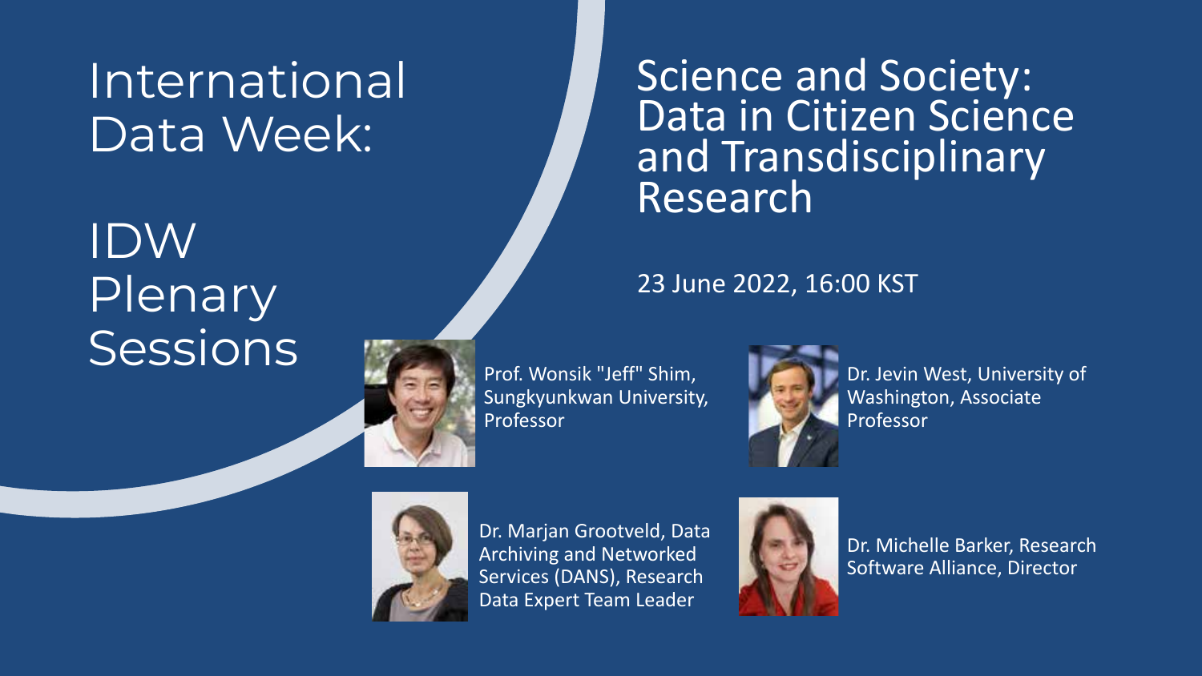# International Data Week:

## IDW Plenary Sessions

## Science and Society: Data in Citizen Science and Transdisciplinary Research

23 June 2022, 16:00 KST

Prof. Wonsik "Jeff" Shim, Sungkyunkwan University, Professor

Dr. Jevin West, University of Washington, Associate Professor

Dr. Marjan Grootveld, Data Archiving and Networked Services (DANS), Research Data Expert Team Leader

Dr. Michelle Barker, Research Software Alliance, Director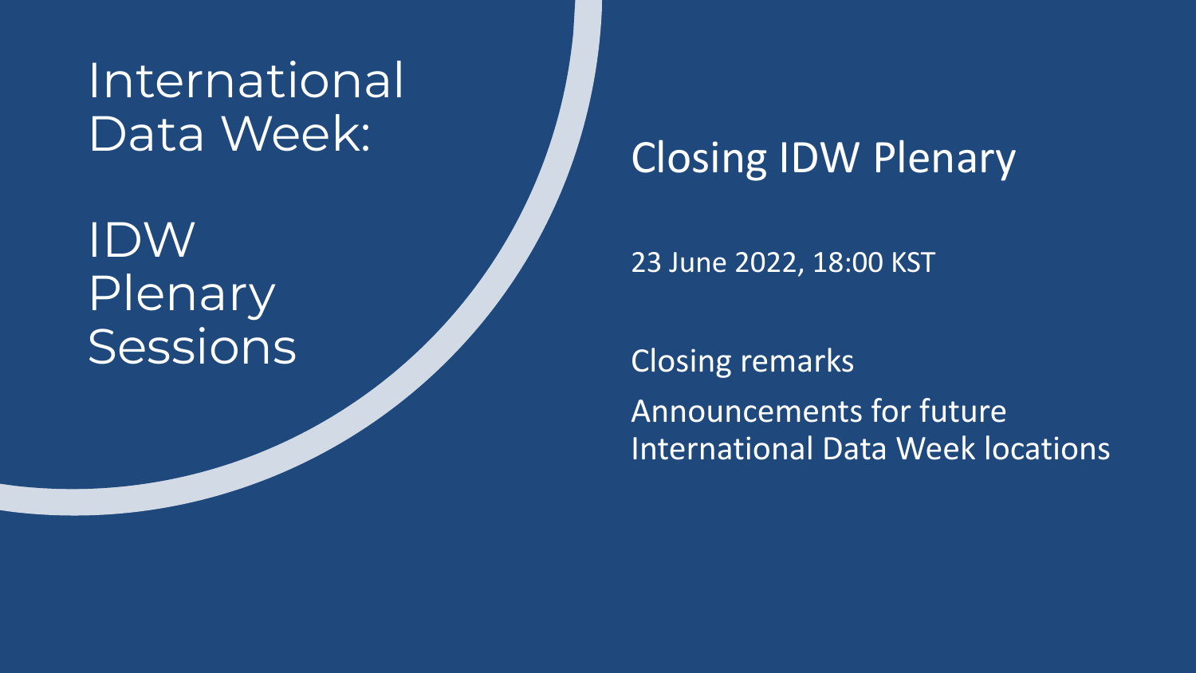# International Data Week:

# IDW Plenary Sessions

## Closing IDW Plenary

23 June 2022, 18:00 KST

Closing remarks

Announcements for future International Data Week locations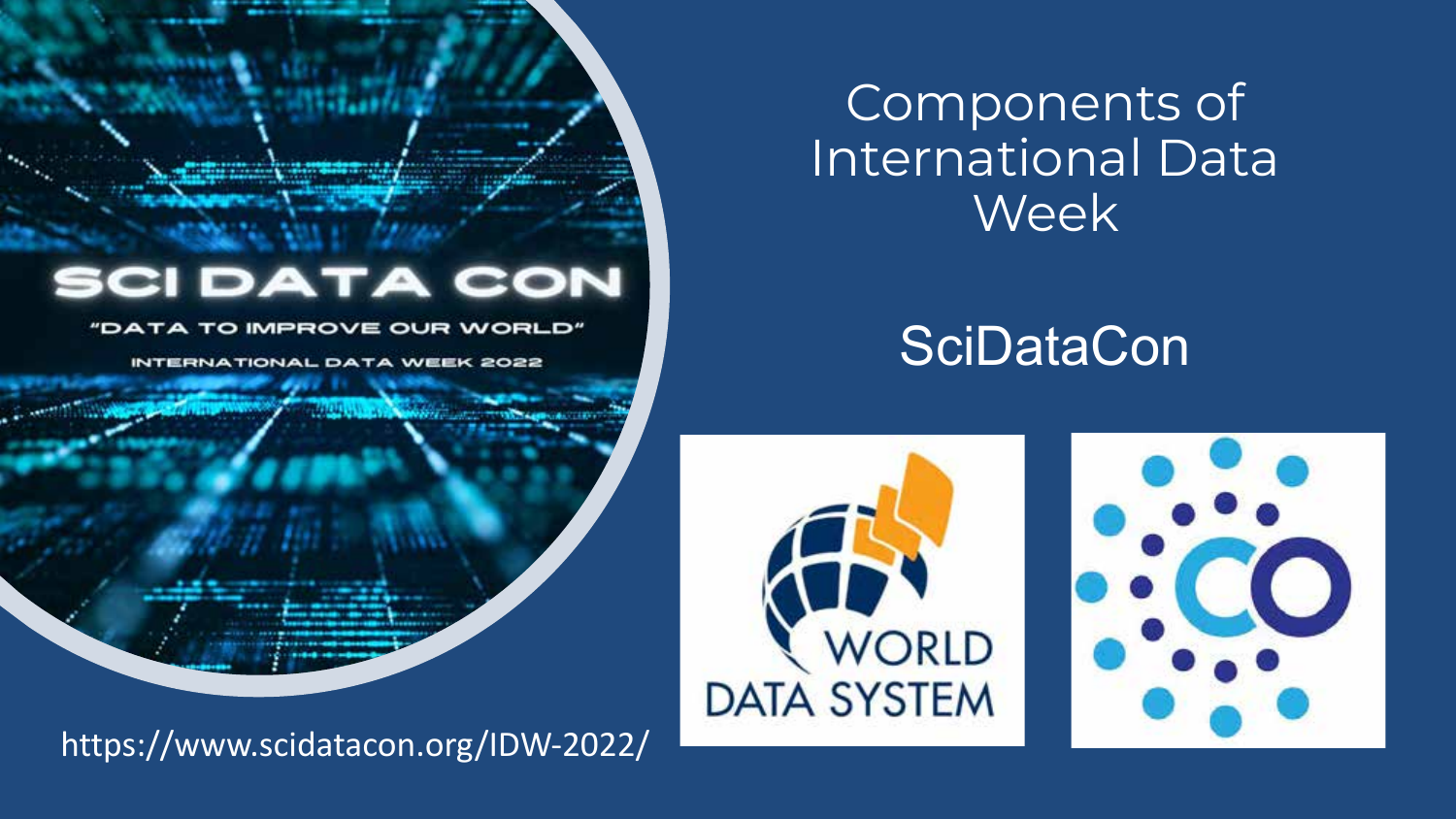# Components of International Data Week

## SciDataCon

SCI DATA CON

"DATA TO IMPROVE OUR WORLD"

INTERNATIONAL DATA WEEK 2022

WORLD DATA SYSTEM

CO

https://www.scidatacon.org/IDW-2022/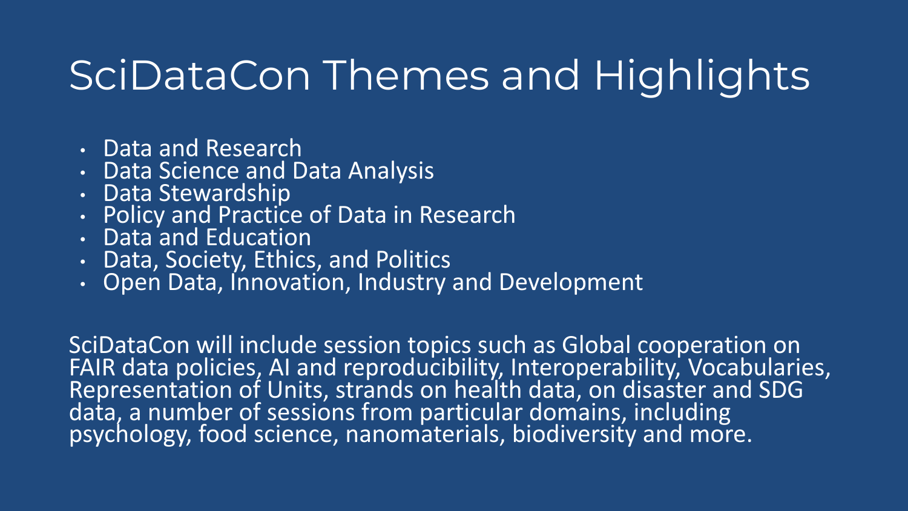# SciDataCon Themes and Highlights

- Data and Research
- Data Science and Data Analysis
- Data Stewardship
- Policy and Practice of Data in Research
- Data and Education
- Data, Society, Ethics, and Politics
- Open Data, Innovation, Industry and Development

SciDataCon will include session topics such as Global cooperation on FAIR data policies, AI and reproducibility, Interoperability, Vocabularies, Representation of Units, strands on health data, on disaster and SDG data, a number of sessions from particular domains, including psychology, food science, nanomaterials, biodiversity and more.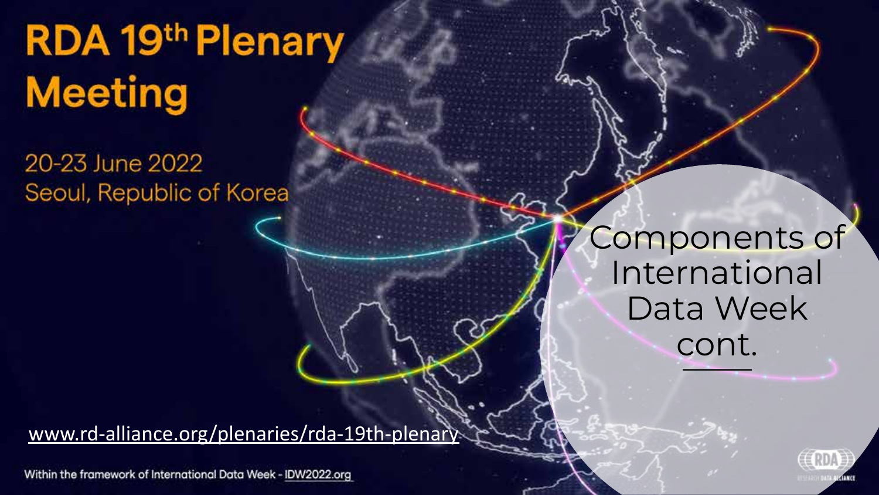# RDA 19th Plenary Meeting

20-23 June 2022
Seoul, Republic of Korea

www.rd-alliance.org/plenaries/rda-19th-plenary

Within the framework of International Data Week - IDW2022.org

## Components of International Data Week cont.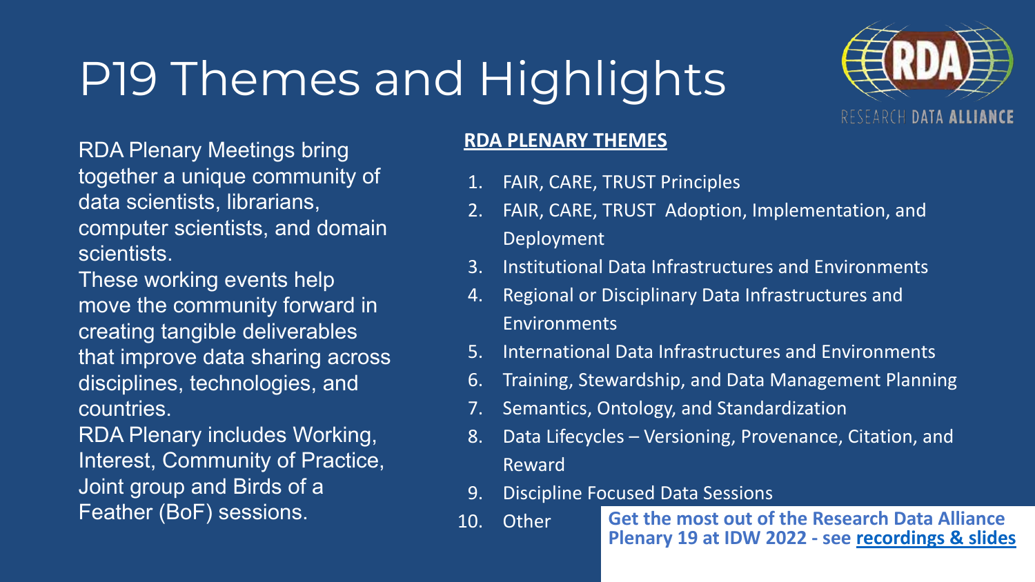# P19 Themes and Highlights

RESEARCH DATA ALLIANCE

RDA Plenary Meetings bring together a unique community of data scientists, librarians, computer scientists, and domain scientists.

These working events help move the community forward in creating tangible deliverables that improve data sharing across disciplines, technologies, and countries.

RDA Plenary includes Working, Interest, Community of Practice, Joint group and Birds of a Feather (BoF) sessions.

**RDA PLENARY THEMES**

1. FAIR, CARE, TRUST Principles
2. FAIR, CARE, TRUST Adoption, Implementation, and Deployment
3. Institutional Data Infrastructures and Environments
4. Regional or Disciplinary Data Infrastructures and Environments
5. International Data Infrastructures and Environments
6. Training, Stewardship, and Data Management Planning
7. Semantics, Ontology, and Standardization
8. Data Lifecycles – Versioning, Provenance, Citation, and Reward
9. Discipline Focused Data Sessions
10. Other

**Get the most out of the Research Data Alliance Plenary 19 at IDW 2022 - see recordings & slides**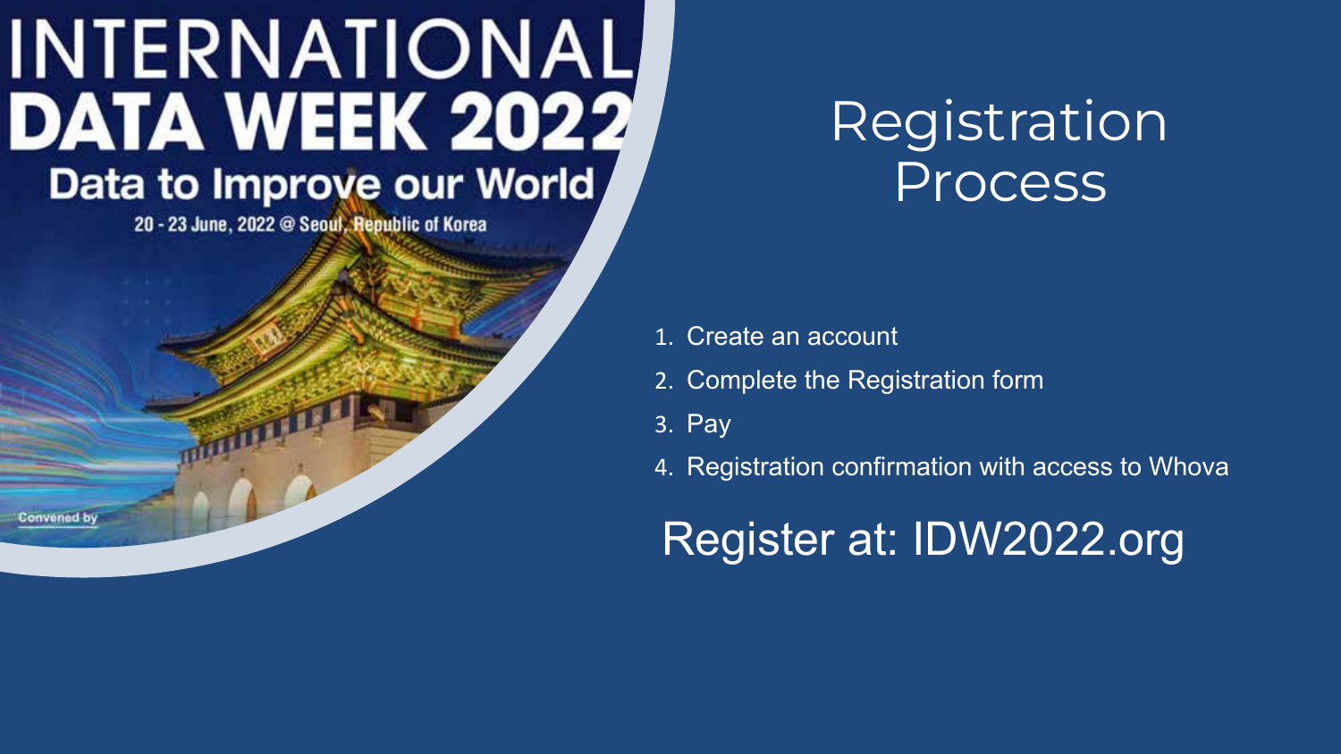INTERNATIONAL
DATA WEEK 2022
Data to Improve our World
20 - 23 June, 2022 @ Seoul, Republic of Korea

Convened by

# Registration Process

1. Create an account
2. Complete the Registration form
3. Pay
4. Registration confirmation with access to Whova

Register at: IDW2022.org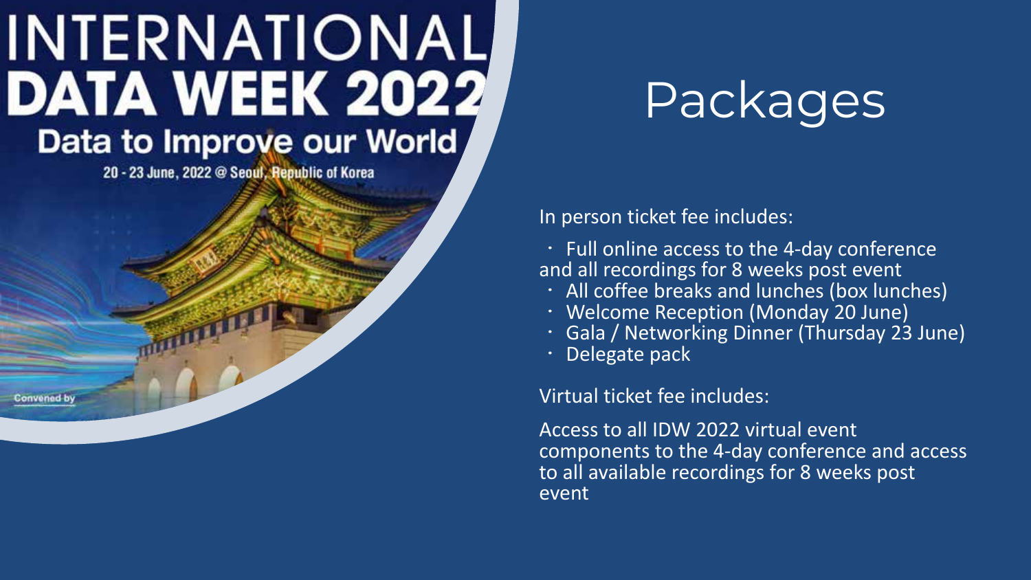# INTERNATIONAL DATA WEEK 2022

## Data to Improve our World

20 - 23 June, 2022 @ Seoul, Republic of Korea

Convened by

# Packages

In person ticket fee includes:

- Full online access to the 4-day conference and all recordings for 8 weeks post event
- All coffee breaks and lunches (box lunches)
- Welcome Reception (Monday 20 June)
- Gala / Networking Dinner (Thursday 23 June)
- Delegate pack

Virtual ticket fee includes:

Access to all IDW 2022 virtual event components to the 4-day conference and access to all available recordings for 8 weeks post event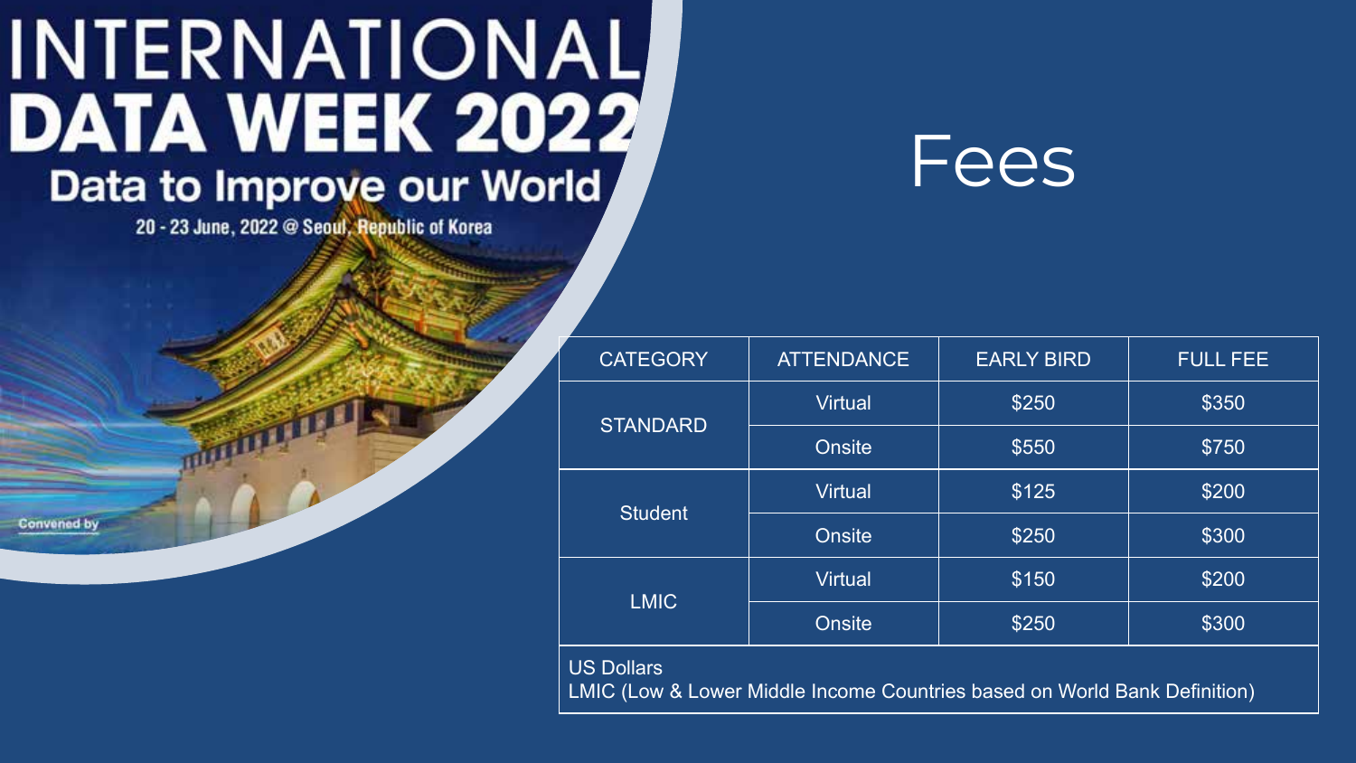# INTERNATIONAL DATA WEEK 2022

## Data to Improve our World

20 - 23 June, 2022 @ Seoul, Republic of Korea

Convened by

# Fees

| CATEGORY | ATTENDANCE | EARLY BIRD | FULL FEE |
| --- | --- | --- | --- |
| STANDARD | Virtual | $250 | $350 |
| | Onsite | $550 | $750 |
| Student | Virtual | $125 | $200 |
| | Onsite | $250 | $300 |
| LMIC | Virtual | $150 | $200 |
| | Onsite | $250 | $300 |

US Dollars
LMIC (Low & Lower Middle Income Countries based on World Bank Definition)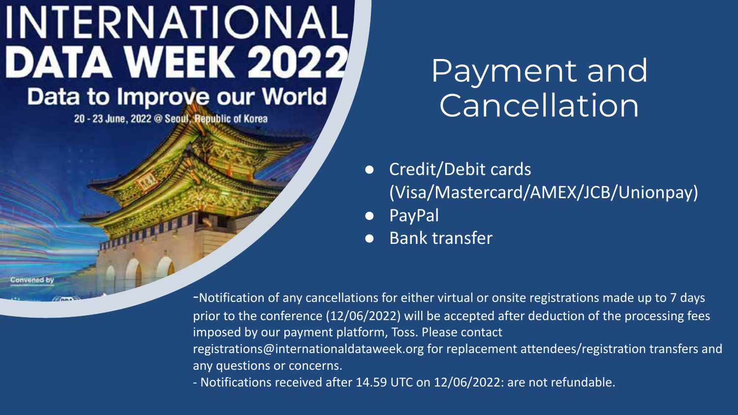# INTERNATIONAL DATA WEEK 2022

## Data to Improve our World

20 - 23 June, 2022 @ Seoul, Republic of Korea

Convened by

# Payment and Cancellation

- Credit/Debit cards (Visa/Mastercard/AMEX/JCB/Unionpay)
- PayPal
- Bank transfer

-Notification of any cancellations for either virtual or onsite registrations made up to 7 days prior to the conference (12/06/2022) will be accepted after deduction of the processing fees imposed by our payment platform, Toss. Please contact registrations@internationaldataweek.org for replacement attendees/registration transfers and any questions or concerns.

- Notifications received after 14.59 UTC on 12/06/2022: are not refundable.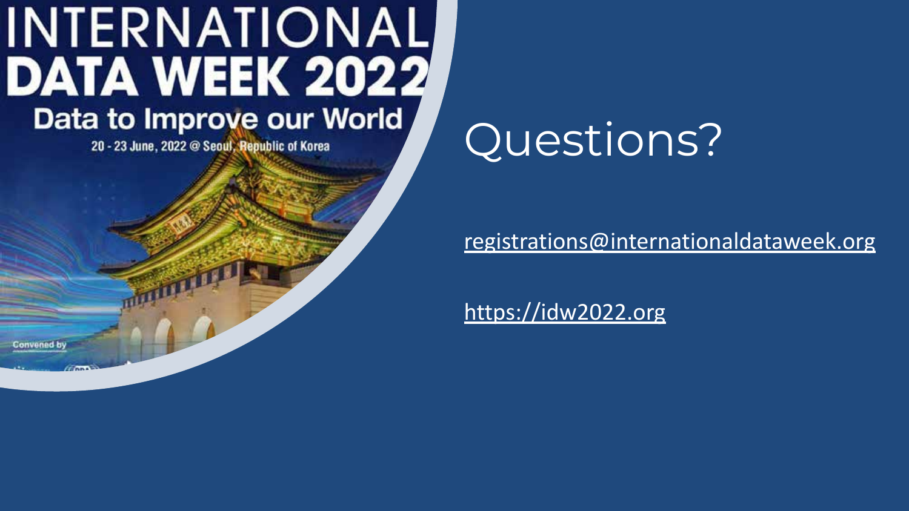# INTERNATIONAL DATA WEEK 2022

## Data to Improve our World

20 - 23 June, 2022 @ Seoul, Republic of Korea

Convened by

# Questions?

registrations@internationaldataweek.org

https://idw2022.org